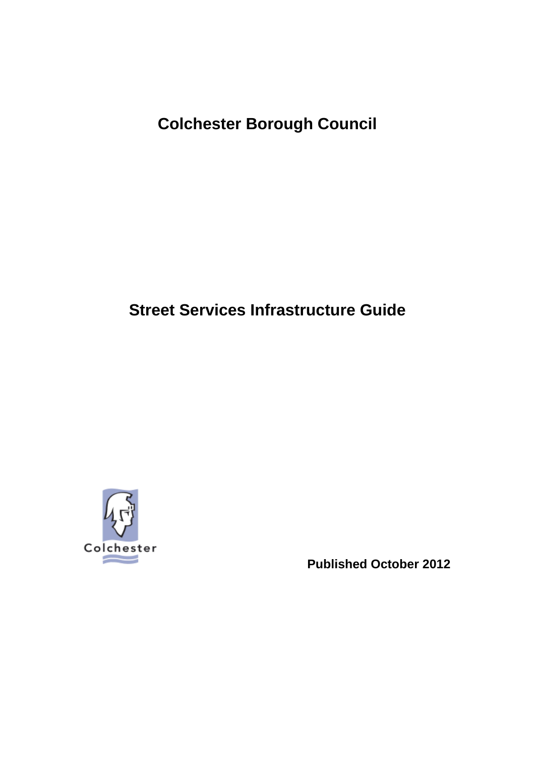# Colchester Borough Council

# Street Services Infrastructure Guide

Colchester

**Published October 2012**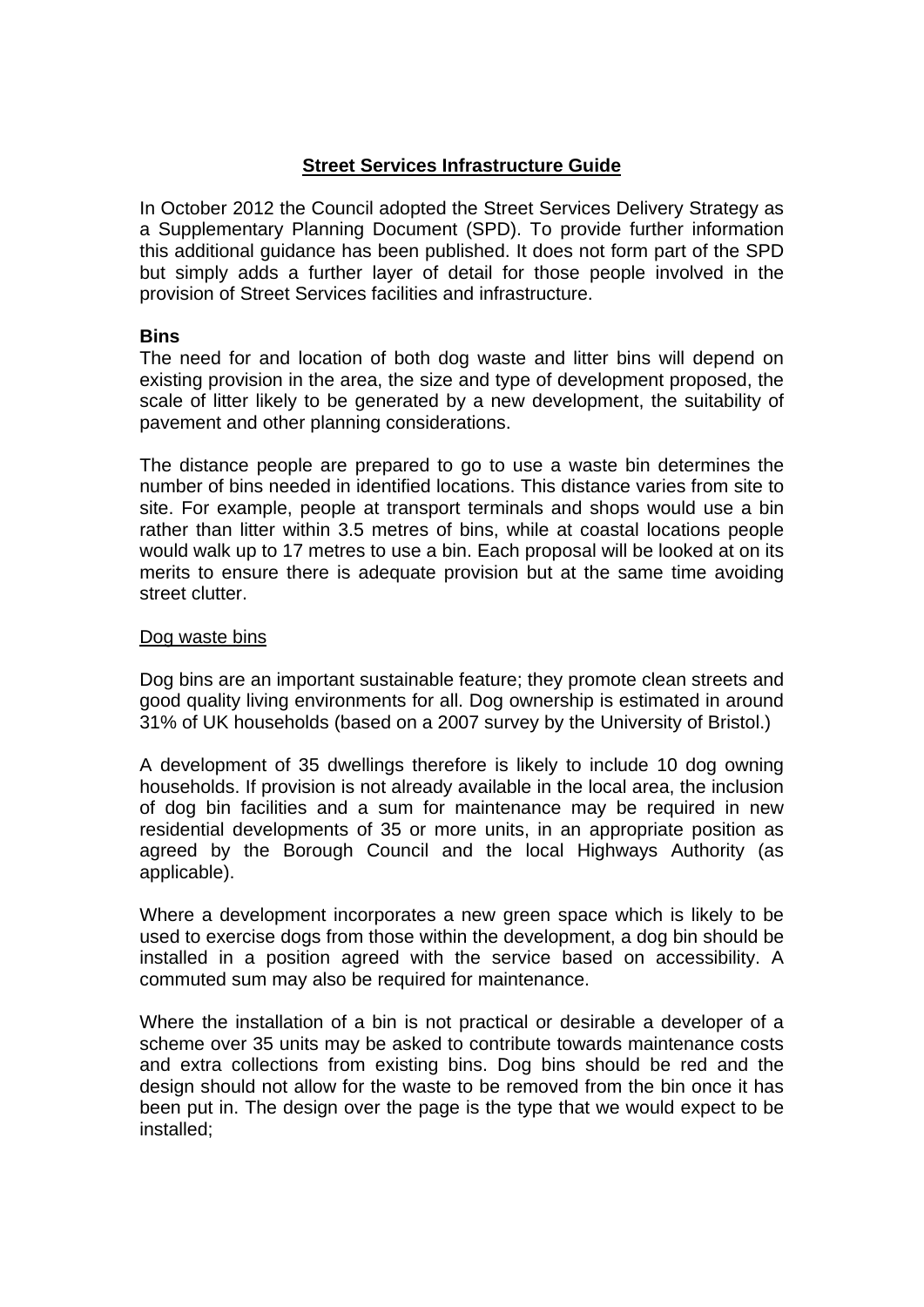# Street Services Infrastructure Guide

In October 2012 the Council adopted the Street Services Delivery Strategy as a Supplementary Planning Document (SPD). To provide further information this additional guidance has been published. It does not form part of the SPD but simply adds a further layer of detail for those people involved in the provision of Street Services facilities and infrastructure.

## Bins

The need for and location of both dog waste and litter bins will depend on existing provision in the area, the size and type of development proposed, the scale of litter likely to be generated by a new development, the suitability of pavement and other planning considerations.

The distance people are prepared to go to use a waste bin determines the number of bins needed in identified locations. This distance varies from site to site. For example, people at transport terminals and shops would use a bin rather than litter within 3.5 metres of bins, while at coastal locations people would walk up to 17 metres to use a bin. Each proposal will be looked at on its merits to ensure there is adequate provision but at the same time avoiding street clutter.

### Dog waste bins

Dog bins are an important sustainable feature; they promote clean streets and good quality living environments for all. Dog ownership is estimated in around 31% of UK households (based on a 2007 survey by the University of Bristol.)

A development of 35 dwellings therefore is likely to include 10 dog owning households. If provision is not already available in the local area, the inclusion of dog bin facilities and a sum for maintenance may be required in new residential developments of 35 or more units, in an appropriate position as agreed by the Borough Council and the local Highways Authority (as applicable).

Where a development incorporates a new green space which is likely to be used to exercise dogs from those within the development, a dog bin should be installed in a position agreed with the service based on accessibility. A commuted sum may also be required for maintenance.

Where the installation of a bin is not practical or desirable a developer of a scheme over 35 units may be asked to contribute towards maintenance costs and extra collections from existing bins. Dog bins should be red and the design should not allow for the waste to be removed from the bin once it has been put in. The design over the page is the type that we would expect to be installed;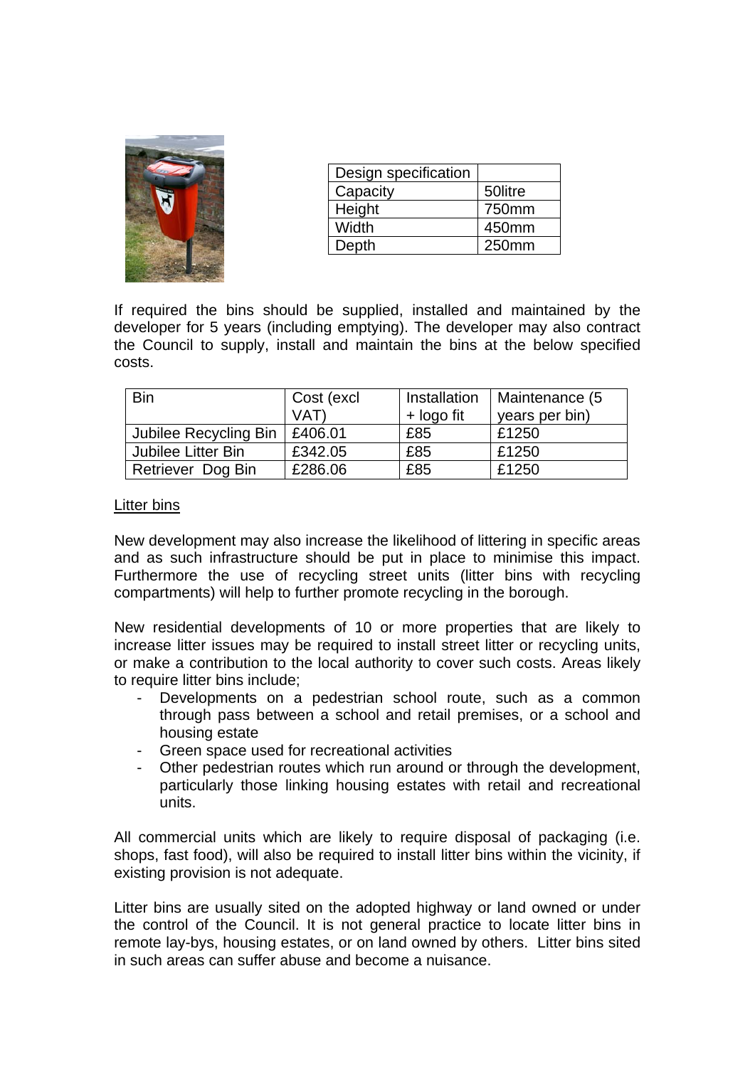| Design specification | |
|---|---|
| Capacity | 50litre |
| Height | 750mm |
| Width | 450mm |
| Depth | 250mm |

If required the bins should be supplied, installed and maintained by the developer for 5 years (including emptying). The developer may also contract the Council to supply, install and maintain the bins at the below specified costs.

| Bin | Cost (excl VAT) | Installation + logo fit | Maintenance (5 years per bin) |
|---|---|---|---|
| Jubilee Recycling Bin | £406.01 | £85 | £1250 |
| Jubilee Litter Bin | £342.05 | £85 | £1250 |
| Retriever Dog Bin | £286.06 | £85 | £1250 |

<u>Litter bins</u>

New development may also increase the likelihood of littering in specific areas and as such infrastructure should be put in place to minimise this impact. Furthermore the use of recycling street units (litter bins with recycling compartments) will help to further promote recycling in the borough.

New residential developments of 10 or more properties that are likely to increase litter issues may be required to install street litter or recycling units, or make a contribution to the local authority to cover such costs. Areas likely to require litter bins include;

- Developments on a pedestrian school route, such as a common through pass between a school and retail premises, or a school and housing estate
- Green space used for recreational activities
- Other pedestrian routes which run around or through the development, particularly those linking housing estates with retail and recreational units.

All commercial units which are likely to require disposal of packaging (i.e. shops, fast food), will also be required to install litter bins within the vicinity, if existing provision is not adequate.

Litter bins are usually sited on the adopted highway or land owned or under the control of the Council. It is not general practice to locate litter bins in remote lay-bys, housing estates, or on land owned by others. Litter bins sited in such areas can suffer abuse and become a nuisance.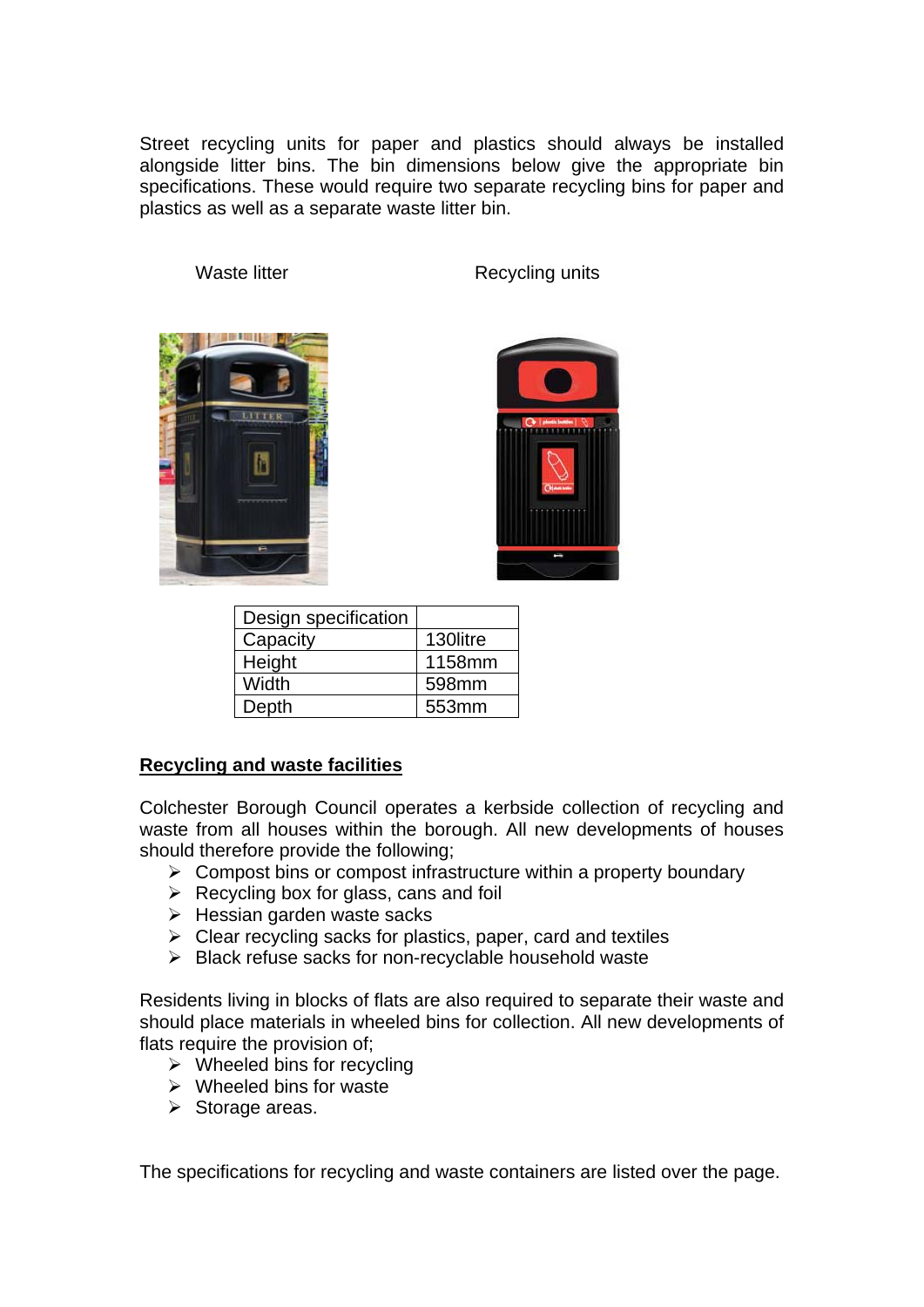Street recycling units for paper and plastics should always be installed alongside litter bins. The bin dimensions below give the appropriate bin specifications. These would require two separate recycling bins for paper and plastics as well as a separate waste litter bin.

Waste litter  Recycling units

| Design specification | |
|---|---|
| Capacity | 130litre |
| Height | 1158mm |
| Width | 598mm |
| Depth | 553mm |

**<u>Recycling and waste facilities</u>**

Colchester Borough Council operates a kerbside collection of recycling and waste from all houses within the borough. All new developments of houses should therefore provide the following;

- Compost bins or compost infrastructure within a property boundary
- Recycling box for glass, cans and foil
- Hessian garden waste sacks
- Clear recycling sacks for plastics, paper, card and textiles
- Black refuse sacks for non-recyclable household waste

Residents living in blocks of flats are also required to separate their waste and should place materials in wheeled bins for collection. All new developments of flats require the provision of;

- Wheeled bins for recycling
- Wheeled bins for waste
- Storage areas.

The specifications for recycling and waste containers are listed over the page.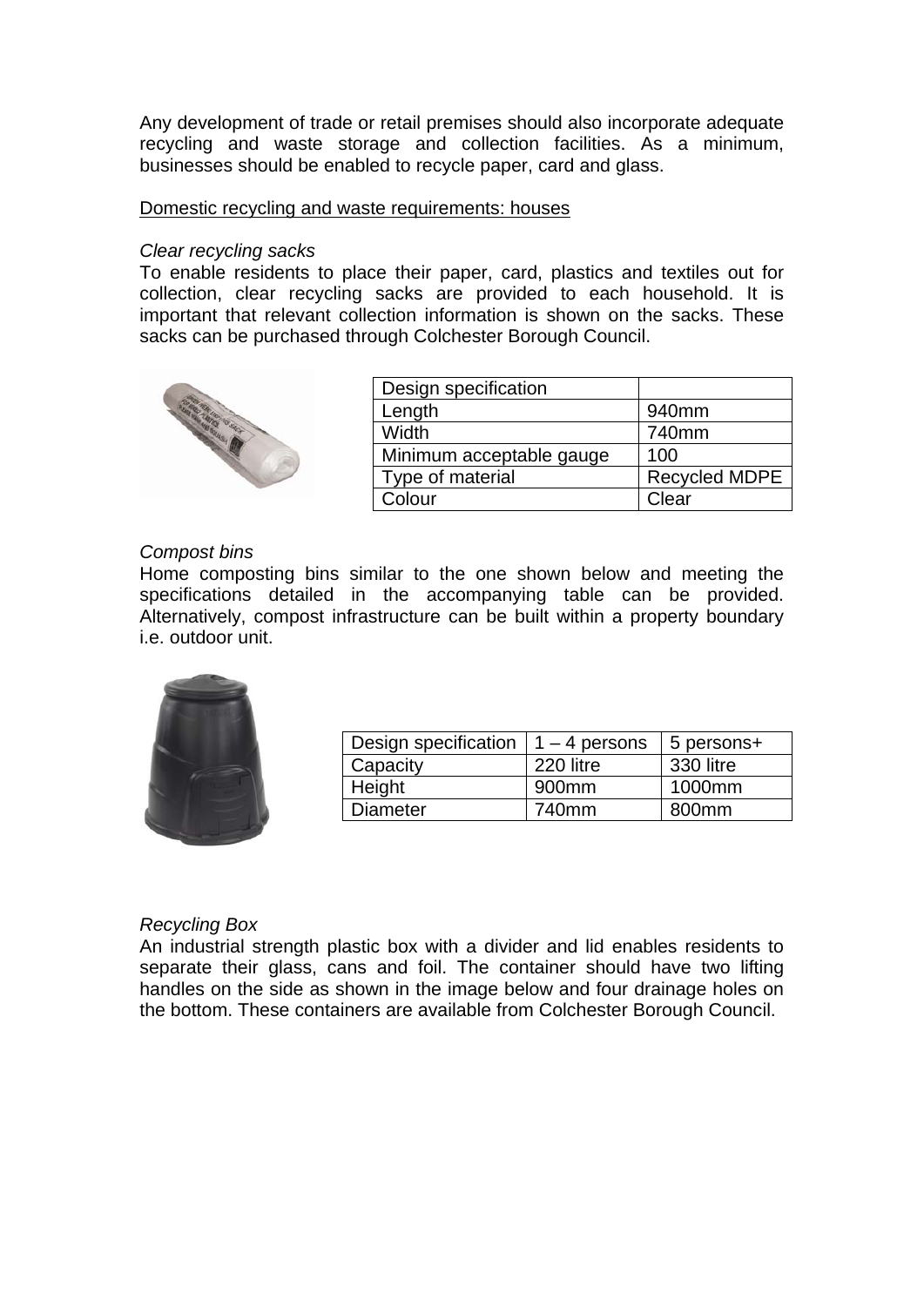Any development of trade or retail premises should also incorporate adequate recycling and waste storage and collection facilities. As a minimum, businesses should be enabled to recycle paper, card and glass.

Domestic recycling and waste requirements: houses

*Clear recycling sacks*

To enable residents to place their paper, card, plastics and textiles out for collection, clear recycling sacks are provided to each household. It is important that relevant collection information is shown on the sacks. These sacks can be purchased through Colchester Borough Council.

| Design specification | |
|---|---|
| Length | 940mm |
| Width | 740mm |
| Minimum acceptable gauge | 100 |
| Type of material | Recycled MDPE |
| Colour | Clear |

*Compost bins*

Home composting bins similar to the one shown below and meeting the specifications detailed in the accompanying table can be provided. Alternatively, compost infrastructure can be built within a property boundary i.e. outdoor unit.

| Design specification | 1 – 4 persons | 5 persons+ |
|---|---|---|
| Capacity | 220 litre | 330 litre |
| Height | 900mm | 1000mm |
| Diameter | 740mm | 800mm |

*Recycling Box*

An industrial strength plastic box with a divider and lid enables residents to separate their glass, cans and foil. The container should have two lifting handles on the side as shown in the image below and four drainage holes on the bottom. These containers are available from Colchester Borough Council.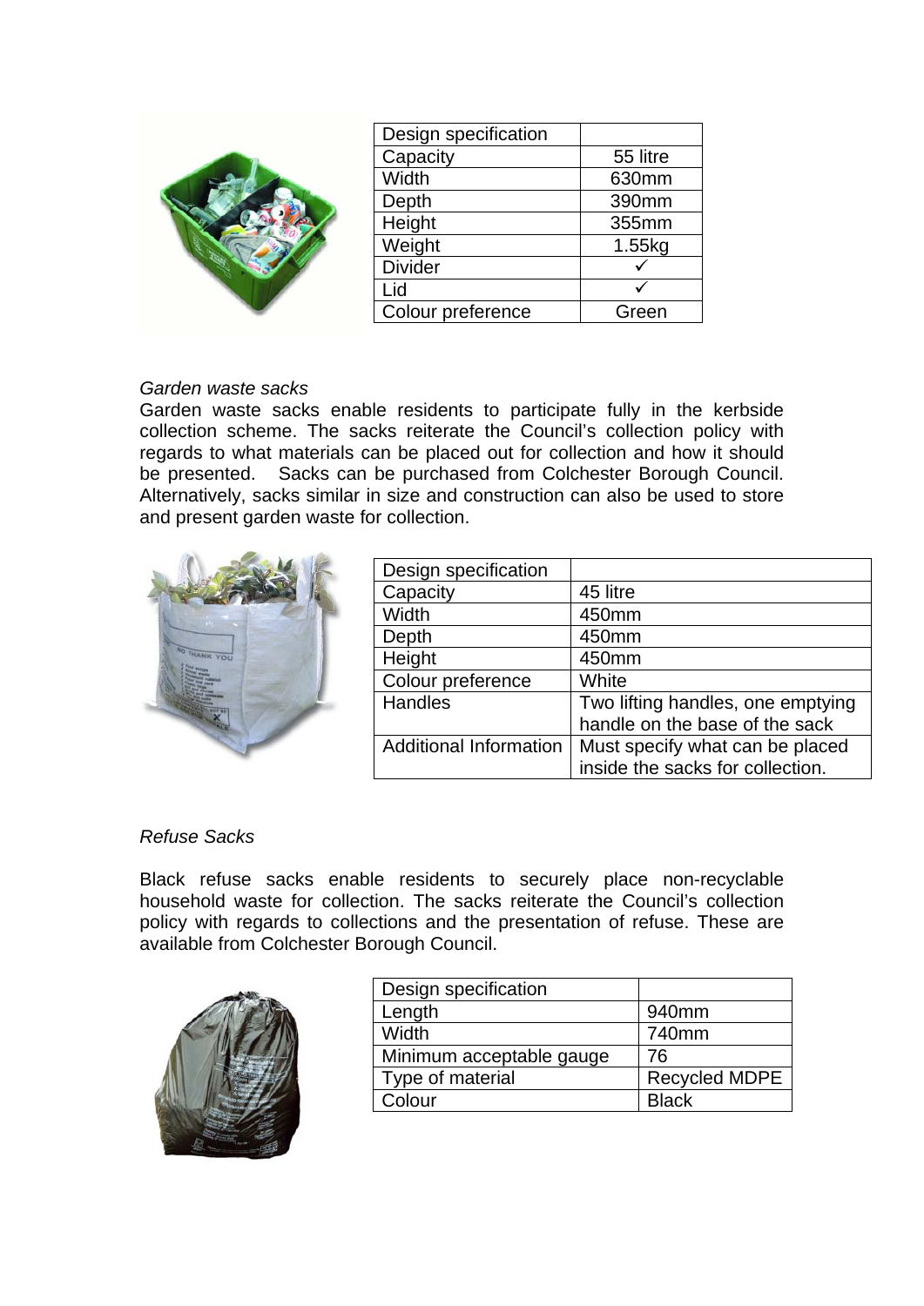| Design specification | |
|---|---|
| Capacity | 55 litre |
| Width | 630mm |
| Depth | 390mm |
| Height | 355mm |
| Weight | 1.55kg |
| Divider | ✓ |
| Lid | ✓ |
| Colour preference | Green |

*Garden waste sacks*

Garden waste sacks enable residents to participate fully in the kerbside collection scheme. The sacks reiterate the Council's collection policy with regards to what materials can be placed out for collection and how it should be presented. Sacks can be purchased from Colchester Borough Council. Alternatively, sacks similar in size and construction can also be used to store and present garden waste for collection.

| Design specification | |
|---|---|
| Capacity | 45 litre |
| Width | 450mm |
| Depth | 450mm |
| Height | 450mm |
| Colour preference | White |
| Handles | Two lifting handles, one emptying handle on the base of the sack |
| Additional Information | Must specify what can be placed inside the sacks for collection. |

*Refuse Sacks*

Black refuse sacks enable residents to securely place non-recyclable household waste for collection. The sacks reiterate the Council's collection policy with regards to collections and the presentation of refuse. These are available from Colchester Borough Council.

| Design specification | |
|---|---|
| Length | 940mm |
| Width | 740mm |
| Minimum acceptable gauge | 76 |
| Type of material | Recycled MDPE |
| Colour | Black |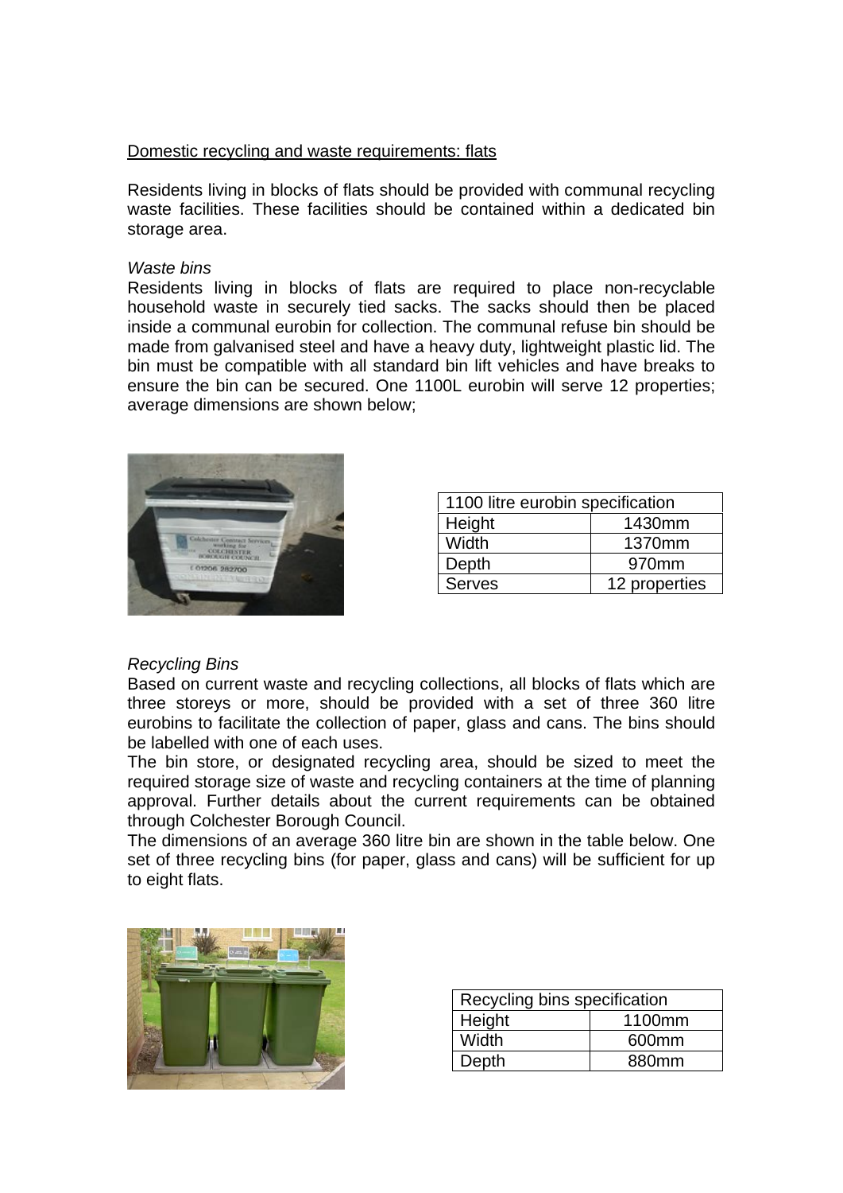<u>Domestic recycling and waste requirements: flats</u>

Residents living in blocks of flats should be provided with communal recycling waste facilities. These facilities should be contained within a dedicated bin storage area.

*Waste bins*

Residents living in blocks of flats are required to place non-recyclable household waste in securely tied sacks. The sacks should then be placed inside a communal eurobin for collection. The communal refuse bin should be made from galvanised steel and have a heavy duty, lightweight plastic lid. The bin must be compatible with all standard bin lift vehicles and have breaks to ensure the bin can be secured. One 1100L eurobin will serve 12 properties; average dimensions are shown below;

| 1100 litre eurobin specification | |
|---|---|
| Height | 1430mm |
| Width | 1370mm |
| Depth | 970mm |
| Serves | 12 properties |

*Recycling Bins*

Based on current waste and recycling collections, all blocks of flats which are three storeys or more, should be provided with a set of three 360 litre eurobins to facilitate the collection of paper, glass and cans. The bins should be labelled with one of each uses.

The bin store, or designated recycling area, should be sized to meet the required storage size of waste and recycling containers at the time of planning approval. Further details about the current requirements can be obtained through Colchester Borough Council.

The dimensions of an average 360 litre bin are shown in the table below. One set of three recycling bins (for paper, glass and cans) will be sufficient for up to eight flats.

| Recycling bins specification | |
|---|---|
| Height | 1100mm |
| Width | 600mm |
| Depth | 880mm |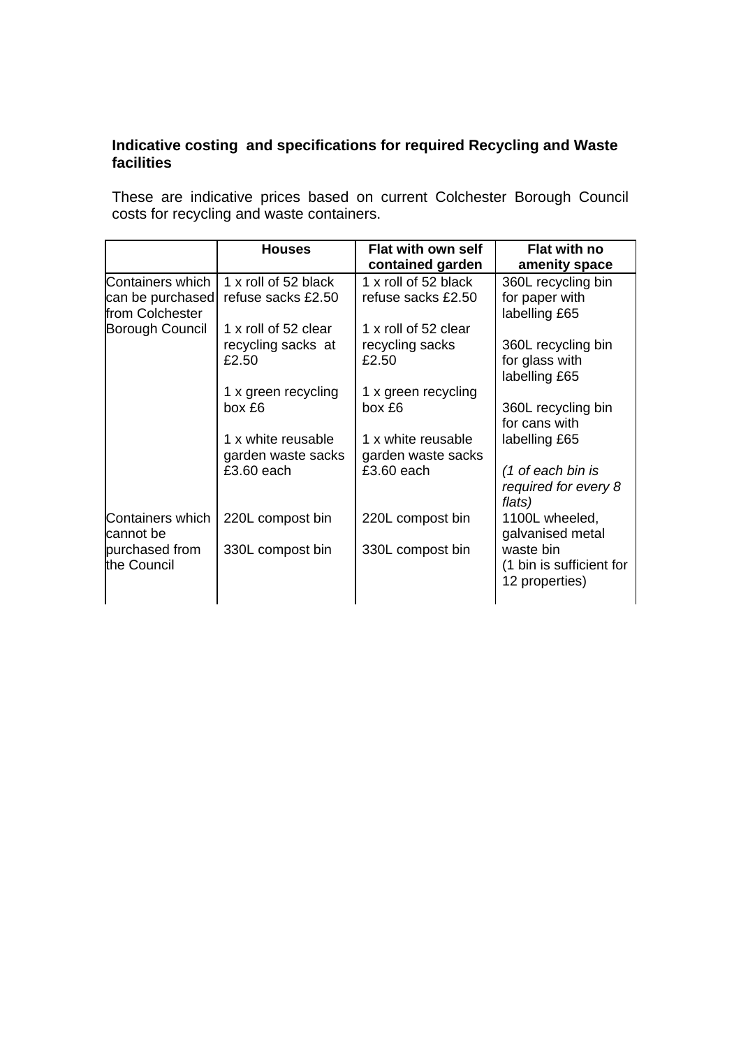**Indicative costing and specifications for required Recycling and Waste facilities**

These are indicative prices based on current Colchester Borough Council costs for recycling and waste containers.

| | Houses | Flat with own self contained garden | Flat with no amenity space |
|---|---|---|---|
| Containers which can be purchased from Colchester Borough Council | 1 x roll of 52 black refuse sacks £2.50<br><br>1 x roll of 52 clear recycling sacks at £2.50<br><br>1 x green recycling box £6<br><br>1 x white reusable garden waste sacks £3.60 each | 1 x roll of 52 black refuse sacks £2.50<br><br>1 x roll of 52 clear recycling sacks £2.50<br><br>1 x green recycling box £6<br><br>1 x white reusable garden waste sacks £3.60 each | 360L recycling bin for paper with labelling £65<br><br>360L recycling bin for glass with labelling £65<br><br>360L recycling bin for cans with labelling £65<br><br>*(1 of each bin is required for every 8 flats)* |
| Containers which cannot be purchased from the Council | 220L compost bin<br><br>330L compost bin | 220L compost bin<br><br>330L compost bin | 1100L wheeled, galvanised metal waste bin<br>(1 bin is sufficient for 12 properties) |